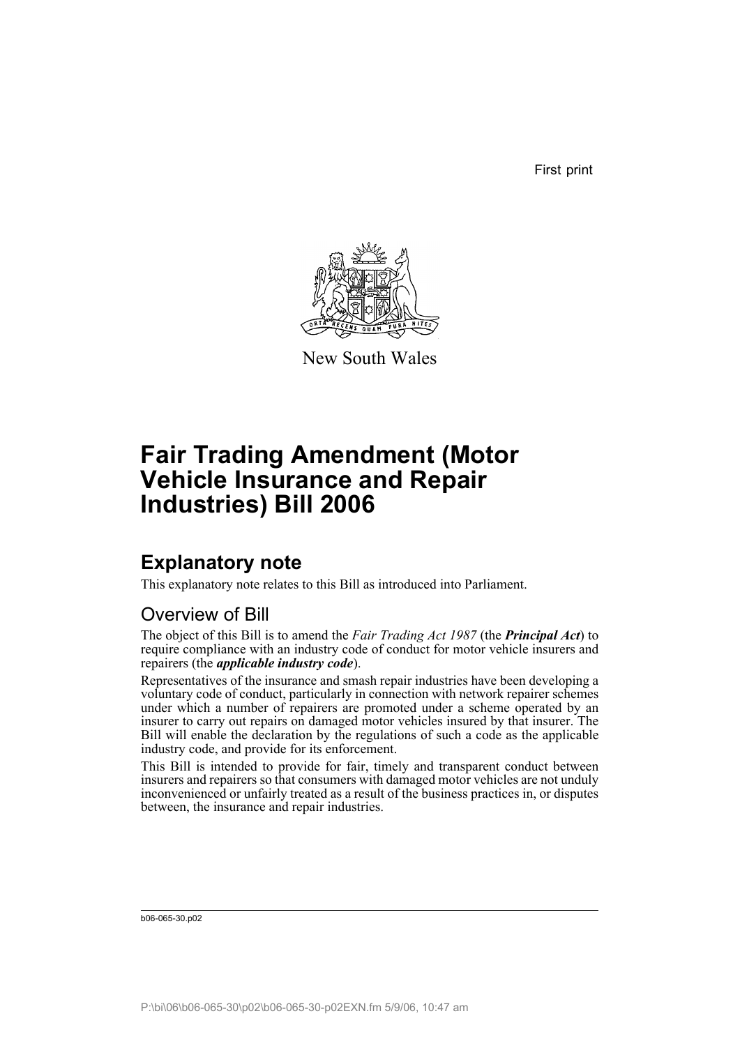First print

New South Wales

# Fair Trading Amendment (Motor Vehicle Insurance and Repair Industries) Bill 2006

## Explanatory note

This explanatory note relates to this Bill as introduced into Parliament.

### Overview of Bill

The object of this Bill is to amend the *Fair Trading Act 1987* (the ***Principal Act***) to require compliance with an industry code of conduct for motor vehicle insurers and repairers (the ***applicable industry code***).

Representatives of the insurance and smash repair industries have been developing a voluntary code of conduct, particularly in connection with network repairer schemes under which a number of repairers are promoted under a scheme operated by an insurer to carry out repairs on damaged motor vehicles insured by that insurer. The Bill will enable the declaration by the regulations of such a code as the applicable industry code, and provide for its enforcement.

This Bill is intended to provide for fair, timely and transparent conduct between insurers and repairers so that consumers with damaged motor vehicles are not unduly inconvenienced or unfairly treated as a result of the business practices in, or disputes between, the insurance and repair industries.

b06-065-30.p02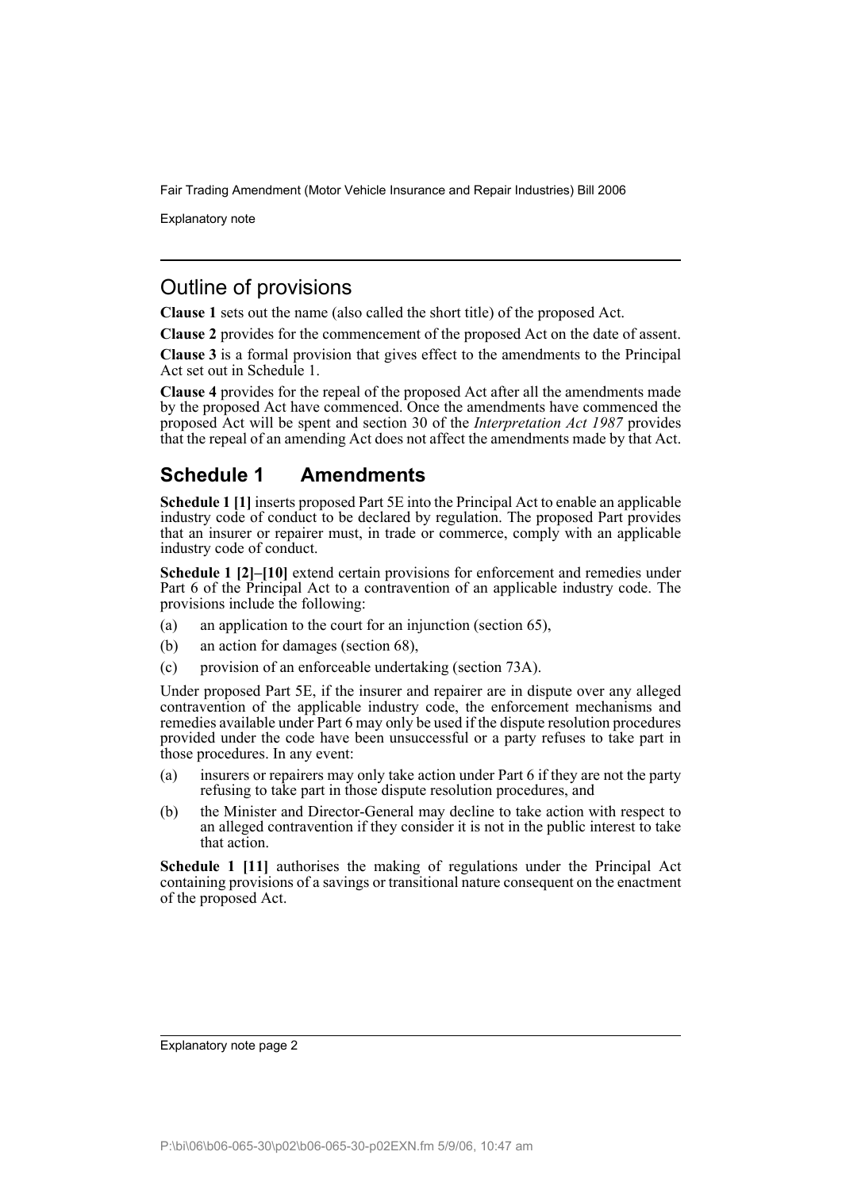## Outline of provisions

**Clause 1** sets out the name (also called the short title) of the proposed Act.

**Clause 2** provides for the commencement of the proposed Act on the date of assent.

**Clause 3** is a formal provision that gives effect to the amendments to the Principal Act set out in Schedule 1.

**Clause 4** provides for the repeal of the proposed Act after all the amendments made by the proposed Act have commenced. Once the amendments have commenced the proposed Act will be spent and section 30 of the *Interpretation Act 1987* provides that the repeal of an amending Act does not affect the amendments made by that Act.

## Schedule 1 Amendments

**Schedule 1 [1]** inserts proposed Part 5E into the Principal Act to enable an applicable industry code of conduct to be declared by regulation. The proposed Part provides that an insurer or repairer must, in trade or commerce, comply with an applicable industry code of conduct.

**Schedule 1 [2]–[10]** extend certain provisions for enforcement and remedies under Part 6 of the Principal Act to a contravention of an applicable industry code. The provisions include the following:

(a) an application to the court for an injunction (section 65),

(b) an action for damages (section 68),

(c) provision of an enforceable undertaking (section 73A).

Under proposed Part 5E, if the insurer and repairer are in dispute over any alleged contravention of the applicable industry code, the enforcement mechanisms and remedies available under Part 6 may only be used if the dispute resolution procedures provided under the code have been unsuccessful or a party refuses to take part in those procedures. In any event:

(a) insurers or repairers may only take action under Part 6 if they are not the party refusing to take part in those dispute resolution procedures, and

(b) the Minister and Director-General may decline to take action with respect to an alleged contravention if they consider it is not in the public interest to take that action.

**Schedule 1 [11]** authorises the making of regulations under the Principal Act containing provisions of a savings or transitional nature consequent on the enactment of the proposed Act.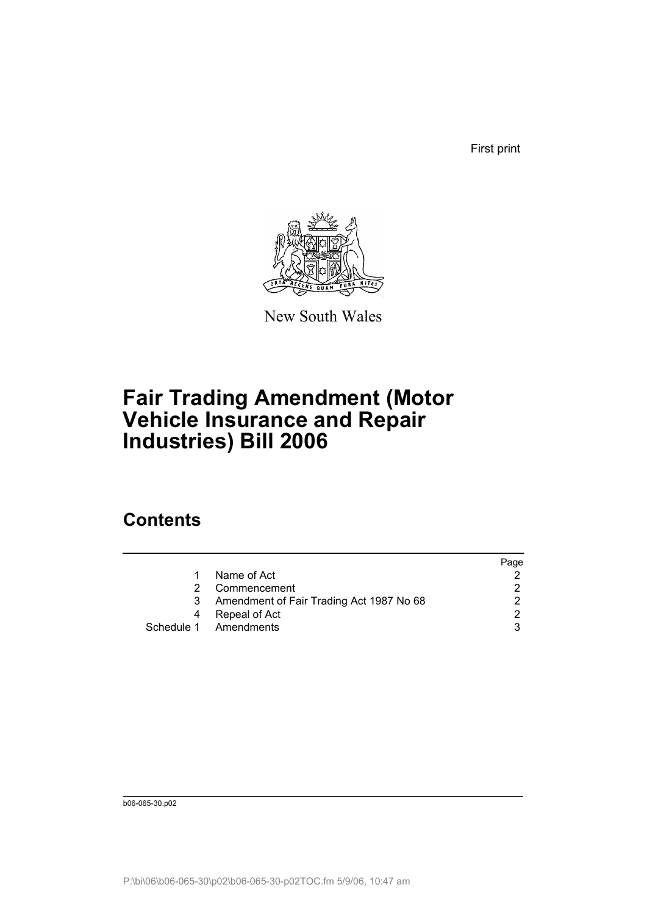First print

New South Wales

# Fair Trading Amendment (Motor Vehicle Insurance and Repair Industries) Bill 2006

## Contents

| | | Page |
|---|---|---|
| 1 | Name of Act | 2 |
| 2 | Commencement | 2 |
| 3 | Amendment of Fair Trading Act 1987 No 68 | 2 |
| 4 | Repeal of Act | 2 |
| Schedule 1 | Amendments | 3 |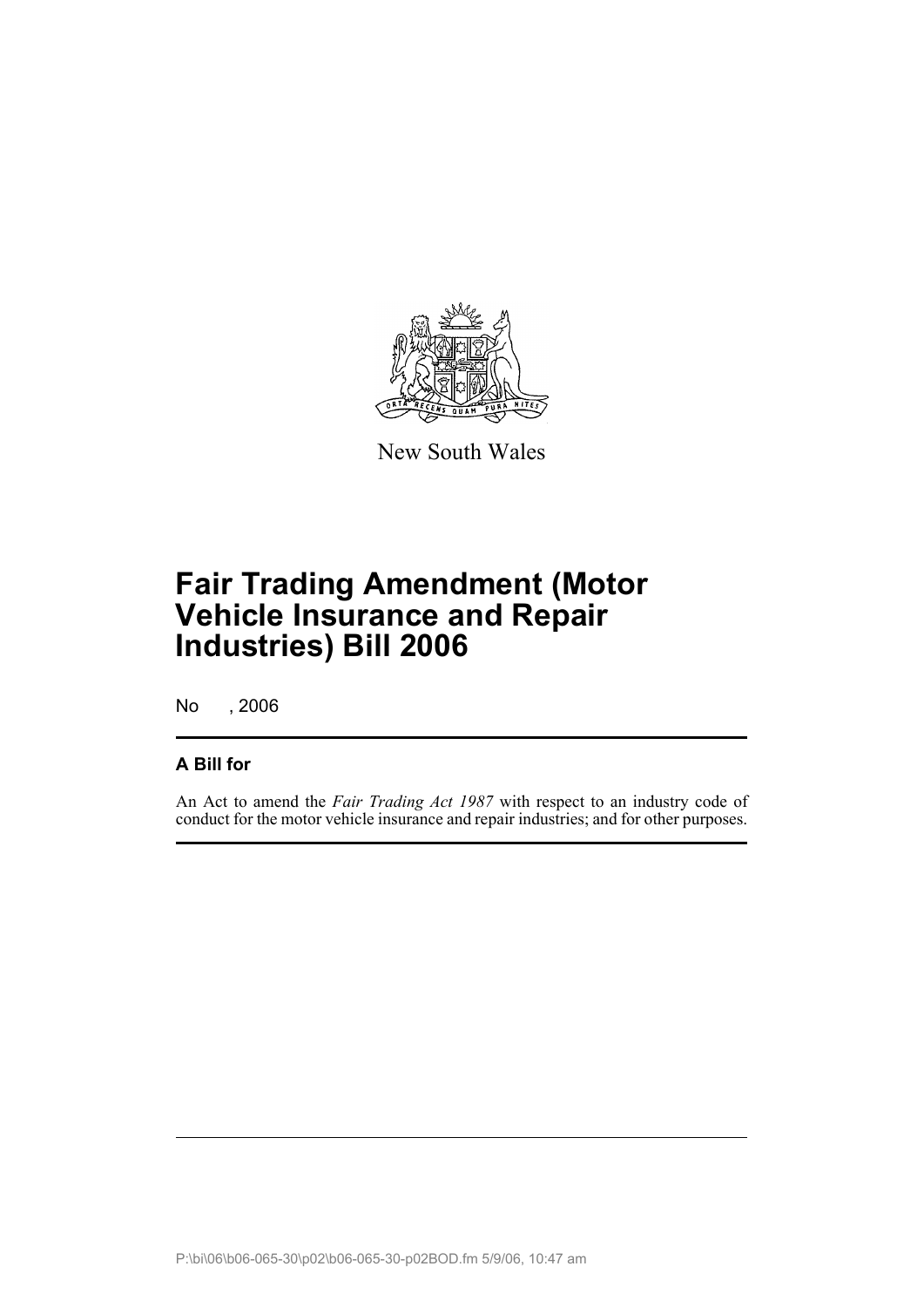New South Wales

# Fair Trading Amendment (Motor Vehicle Insurance and Repair Industries) Bill 2006

No , 2006

## A Bill for

An Act to amend the *Fair Trading Act 1987* with respect to an industry code of conduct for the motor vehicle insurance and repair industries; and for other purposes.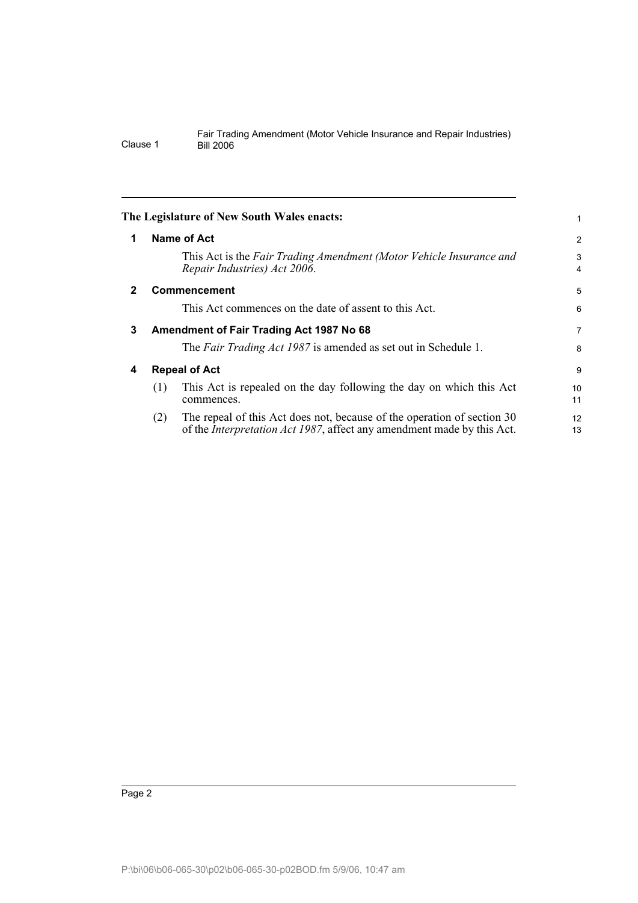The Legislature of New South Wales enacts:

## 1 Name of Act

This Act is the *Fair Trading Amendment (Motor Vehicle Insurance and Repair Industries) Act 2006*.

## 2 Commencement

This Act commences on the date of assent to this Act.

## 3 Amendment of Fair Trading Act 1987 No 68

The *Fair Trading Act 1987* is amended as set out in Schedule 1.

## 4 Repeal of Act

(1) This Act is repealed on the day following the day on which this Act commences.

(2) The repeal of this Act does not, because of the operation of section 30 of the *Interpretation Act 1987*, affect any amendment made by this Act.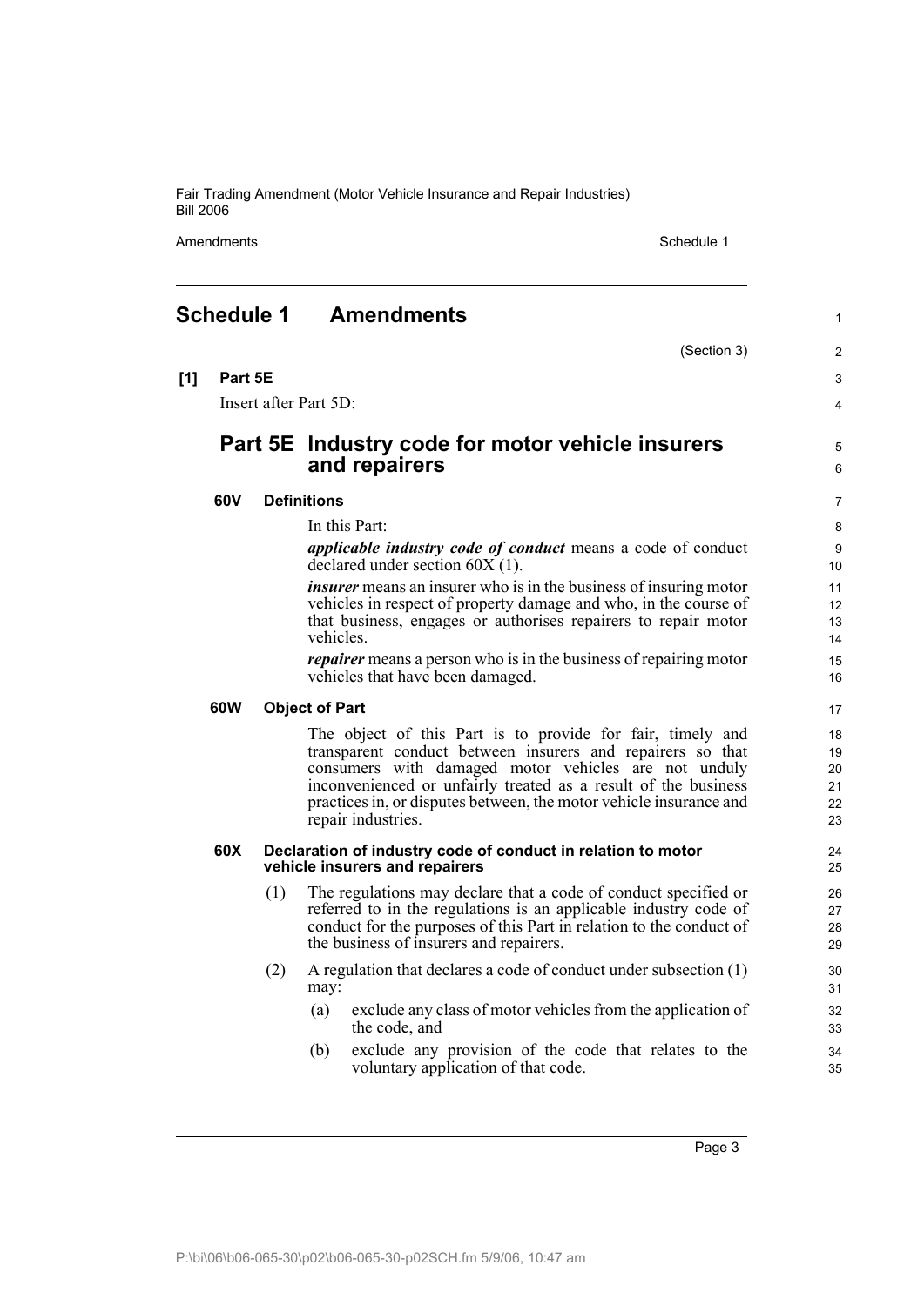# Schedule 1 Amendments

(Section 3)

**[1] Part 5E**

Insert after Part 5D:

## Part 5E Industry code for motor vehicle insurers and repairers

### 60V Definitions

In this Part:

***applicable industry code of conduct*** means a code of conduct declared under section 60X (1).

***insurer*** means an insurer who is in the business of insuring motor vehicles in respect of property damage and who, in the course of that business, engages or authorises repairers to repair motor vehicles.

***repairer*** means a person who is in the business of repairing motor vehicles that have been damaged.

### 60W Object of Part

The object of this Part is to provide for fair, timely and transparent conduct between insurers and repairers so that consumers with damaged motor vehicles are not unduly inconvenienced or unfairly treated as a result of the business practices in, or disputes between, the motor vehicle insurance and repair industries.

### 60X Declaration of industry code of conduct in relation to motor vehicle insurers and repairers

(1) The regulations may declare that a code of conduct specified or referred to in the regulations is an applicable industry code of conduct for the purposes of this Part in relation to the conduct of the business of insurers and repairers.

(2) A regulation that declares a code of conduct under subsection (1) may:

- (a) exclude any class of motor vehicles from the application of the code, and
- (b) exclude any provision of the code that relates to the voluntary application of that code.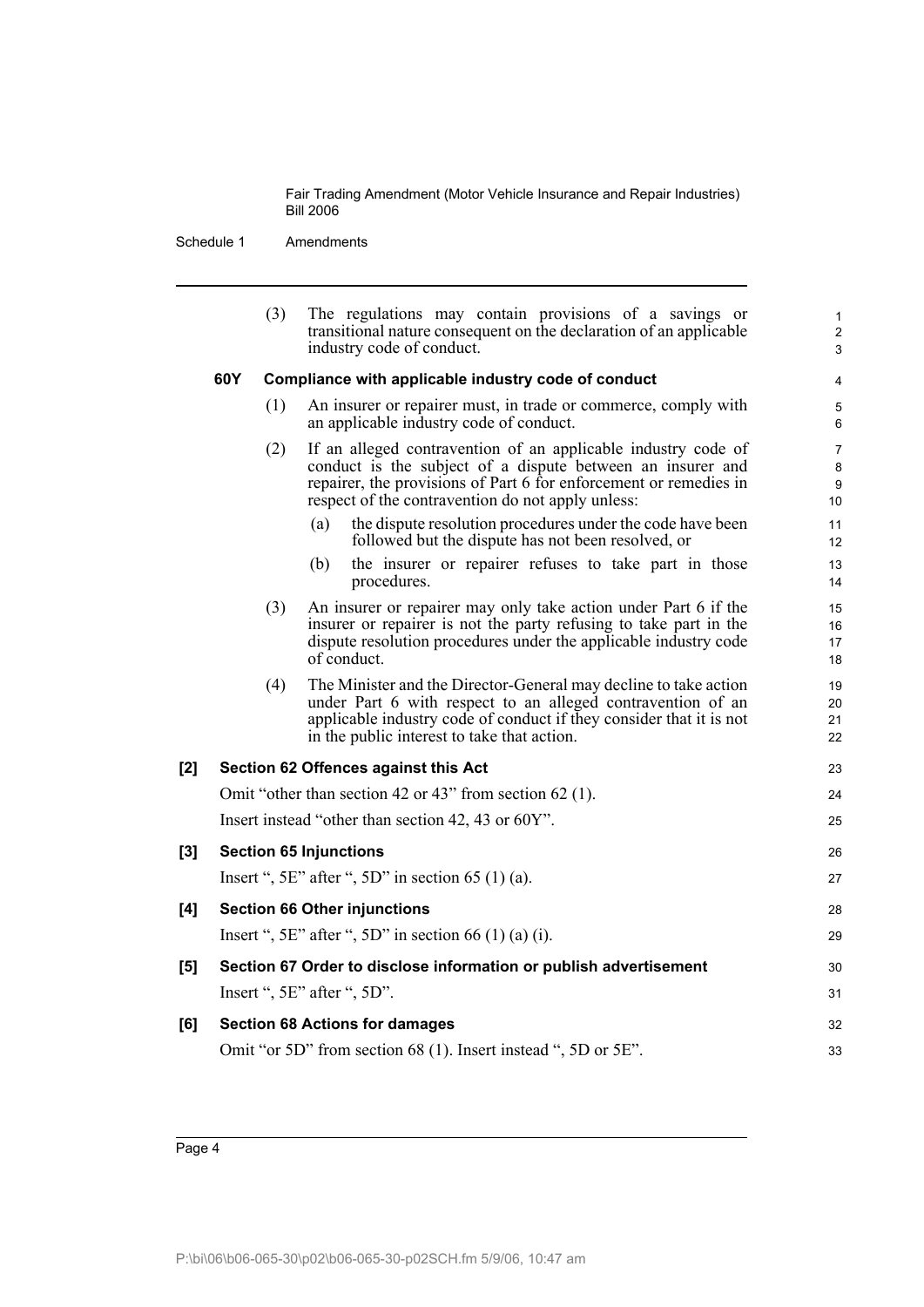(3) The regulations may contain provisions of a savings or transitional nature consequent on the declaration of an applicable industry code of conduct.

**60Y Compliance with applicable industry code of conduct**

(1) An insurer or repairer must, in trade or commerce, comply with an applicable industry code of conduct.

(2) If an alleged contravention of an applicable industry code of conduct is the subject of a dispute between an insurer and repairer, the provisions of Part 6 for enforcement or remedies in respect of the contravention do not apply unless:

(a) the dispute resolution procedures under the code have been followed but the dispute has not been resolved, or

(b) the insurer or repairer refuses to take part in those procedures.

(3) An insurer or repairer may only take action under Part 6 if the insurer or repairer is not the party refusing to take part in the dispute resolution procedures under the applicable industry code of conduct.

(4) The Minister and the Director-General may decline to take action under Part 6 with respect to an alleged contravention of an applicable industry code of conduct if they consider that it is not in the public interest to take that action.

**[2] Section 62 Offences against this Act**

Omit "other than section 42 or 43" from section 62 (1).

Insert instead "other than section 42, 43 or 60Y".

**[3] Section 65 Injunctions**

Insert ", 5E" after ", 5D" in section 65 (1) (a).

**[4] Section 66 Other injunctions**

Insert ", 5E" after ", 5D" in section 66 (1) (a) (i).

**[5] Section 67 Order to disclose information or publish advertisement**

Insert ", 5E" after ", 5D".

**[6] Section 68 Actions for damages**

Omit "or 5D" from section 68 (1). Insert instead ", 5D or 5E".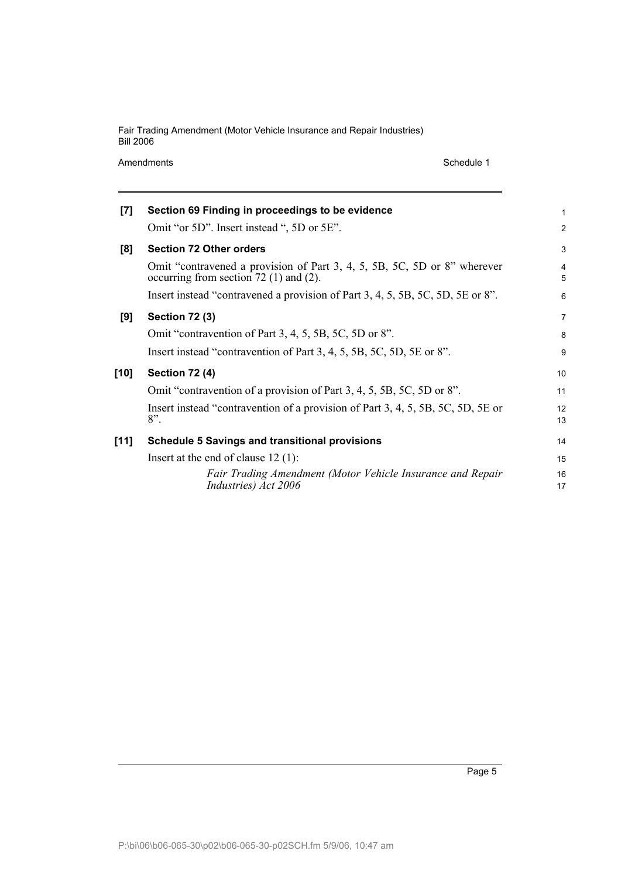**[7] Section 69 Finding in proceedings to be evidence**

Omit "or 5D". Insert instead ", 5D or 5E".

**[8] Section 72 Other orders**

Omit "contravened a provision of Part 3, 4, 5, 5B, 5C, 5D or 8" wherever occurring from section 72 (1) and (2).

Insert instead "contravened a provision of Part 3, 4, 5, 5B, 5C, 5D, 5E or 8".

**[9] Section 72 (3)**

Omit "contravention of Part 3, 4, 5, 5B, 5C, 5D or 8".

Insert instead "contravention of Part 3, 4, 5, 5B, 5C, 5D, 5E or 8".

**[10] Section 72 (4)**

Omit "contravention of a provision of Part 3, 4, 5, 5B, 5C, 5D or 8".

Insert instead "contravention of a provision of Part 3, 4, 5, 5B, 5C, 5D, 5E or 8".

**[11] Schedule 5 Savings and transitional provisions**

Insert at the end of clause 12 (1):

*Fair Trading Amendment (Motor Vehicle Insurance and Repair Industries) Act 2006*